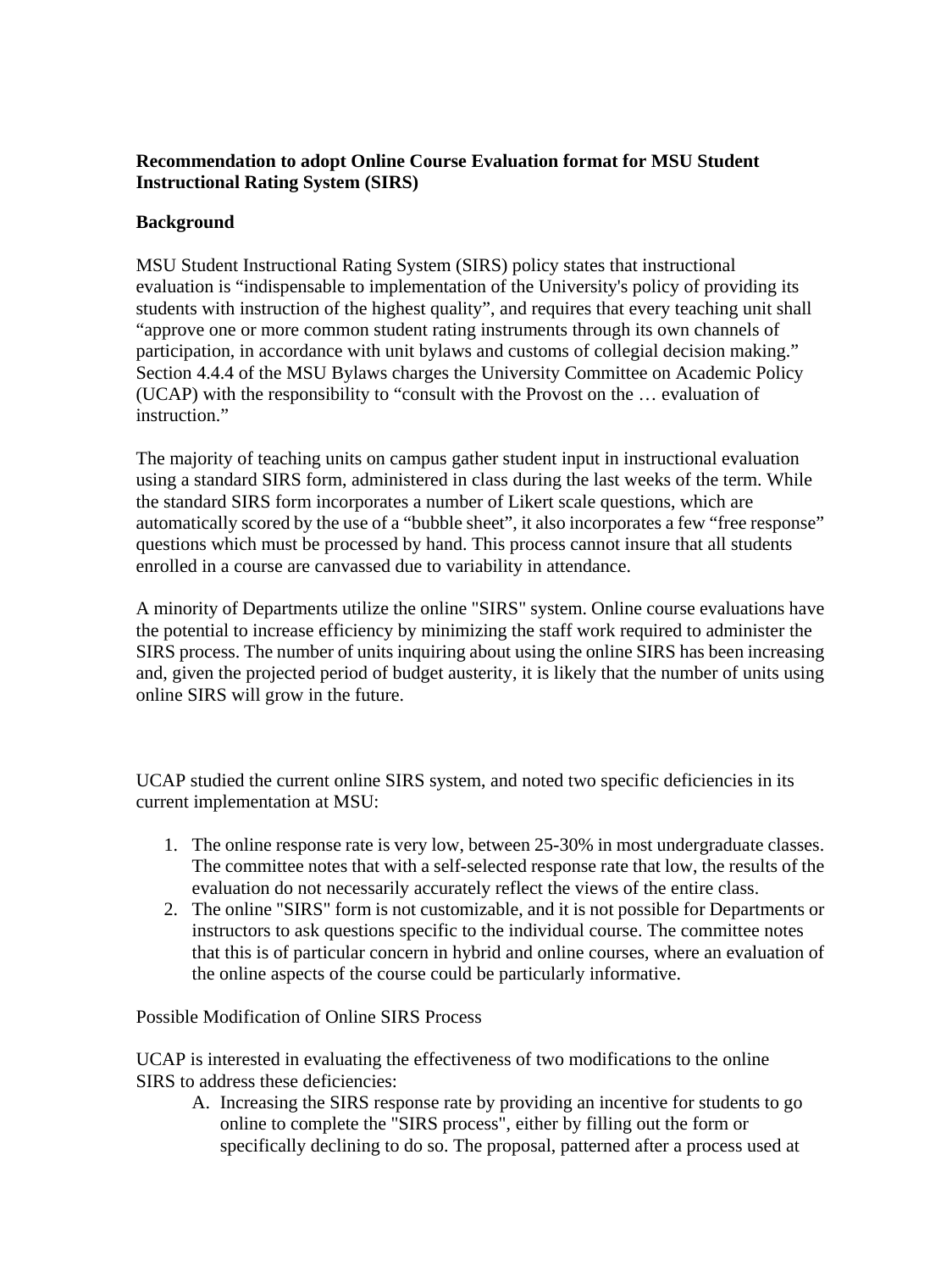**Recommendation to adopt Online Course Evaluation format for MSU Student Instructional Rating System (SIRS)**

**Background**

MSU Student Instructional Rating System (SIRS) policy states that instructional evaluation is "indispensable to implementation of the University's policy of providing its students with instruction of the highest quality", and requires that every teaching unit shall "approve one or more common student rating instruments through its own channels of participation, in accordance with unit bylaws and customs of collegial decision making." Section 4.4.4 of the MSU Bylaws charges the University Committee on Academic Policy (UCAP) with the responsibility to "consult with the Provost on the … evaluation of instruction."

The majority of teaching units on campus gather student input in instructional evaluation using a standard SIRS form, administered in class during the last weeks of the term. While the standard SIRS form incorporates a number of Likert scale questions, which are automatically scored by the use of a "bubble sheet", it also incorporates a few "free response" questions which must be processed by hand. This process cannot insure that all students enrolled in a course are canvassed due to variability in attendance.

A minority of Departments utilize the online "SIRS" system. Online course evaluations have the potential to increase efficiency by minimizing the staff work required to administer the SIRS process. The number of units inquiring about using the online SIRS has been increasing and, given the projected period of budget austerity, it is likely that the number of units using online SIRS will grow in the future.

UCAP studied the current online SIRS system, and noted two specific deficiencies in its current implementation at MSU:

1. The online response rate is very low, between 25-30% in most undergraduate classes. The committee notes that with a self-selected response rate that low, the results of the evaluation do not necessarily accurately reflect the views of the entire class.
2. The online "SIRS" form is not customizable, and it is not possible for Departments or instructors to ask questions specific to the individual course. The committee notes that this is of particular concern in hybrid and online courses, where an evaluation of the online aspects of the course could be particularly informative.

Possible Modification of Online SIRS Process

UCAP is interested in evaluating the effectiveness of two modifications to the online SIRS to address these deficiencies:

A. Increasing the SIRS response rate by providing an incentive for students to go online to complete the "SIRS process", either by filling out the form or specifically declining to do so. The proposal, patterned after a process used at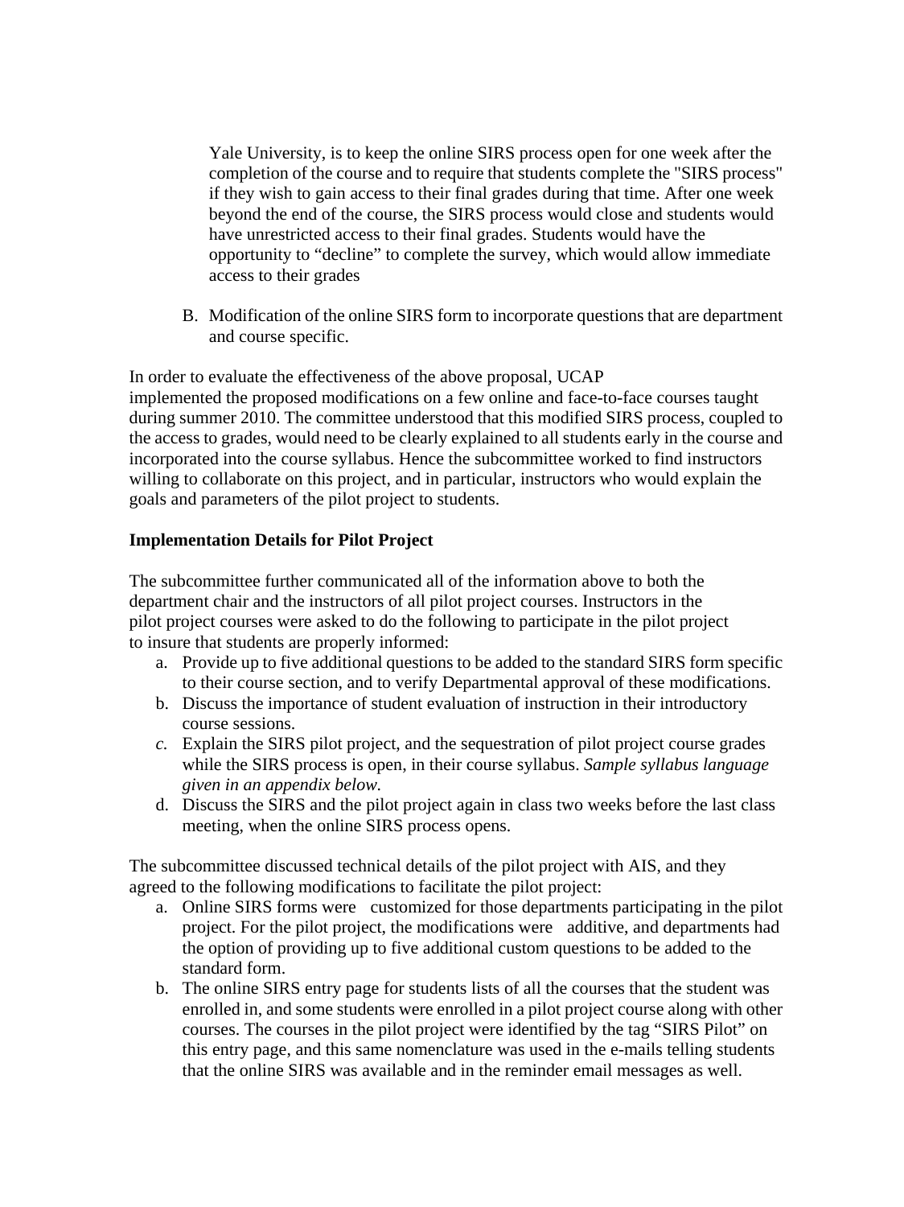Yale University, is to keep the online SIRS process open for one week after the completion of the course and to require that students complete the "SIRS process" if they wish to gain access to their final grades during that time. After one week beyond the end of the course, the SIRS process would close and students would have unrestricted access to their final grades. Students would have the opportunity to "decline" to complete the survey, which would allow immediate access to their grades

B. Modification of the online SIRS form to incorporate questions that are department and course specific.

In order to evaluate the effectiveness of the above proposal, UCAP implemented the proposed modifications on a few online and face-to-face courses taught during summer 2010. The committee understood that this modified SIRS process, coupled to the access to grades, would need to be clearly explained to all students early in the course and incorporated into the course syllabus. Hence the subcommittee worked to find instructors willing to collaborate on this project, and in particular, instructors who would explain the goals and parameters of the pilot project to students.

**Implementation Details for Pilot Project**

The subcommittee further communicated all of the information above to both the department chair and the instructors of all pilot project courses. Instructors in the pilot project courses were asked to do the following to participate in the pilot project to insure that students are properly informed:

a. Provide up to five additional questions to be added to the standard SIRS form specific to their course section, and to verify Departmental approval of these modifications.
b. Discuss the importance of student evaluation of instruction in their introductory course sessions.
c. Explain the SIRS pilot project, and the sequestration of pilot project course grades while the SIRS process is open, in their course syllabus. *Sample syllabus language given in an appendix below.*
d. Discuss the SIRS and the pilot project again in class two weeks before the last class meeting, when the online SIRS process opens.

The subcommittee discussed technical details of the pilot project with AIS, and they agreed to the following modifications to facilitate the pilot project:

a. Online SIRS forms were customized for those departments participating in the pilot project. For the pilot project, the modifications were additive, and departments had the option of providing up to five additional custom questions to be added to the standard form.
b. The online SIRS entry page for students lists of all the courses that the student was enrolled in, and some students were enrolled in a pilot project course along with other courses. The courses in the pilot project were identified by the tag "SIRS Pilot" on this entry page, and this same nomenclature was used in the e-mails telling students that the online SIRS was available and in the reminder email messages as well.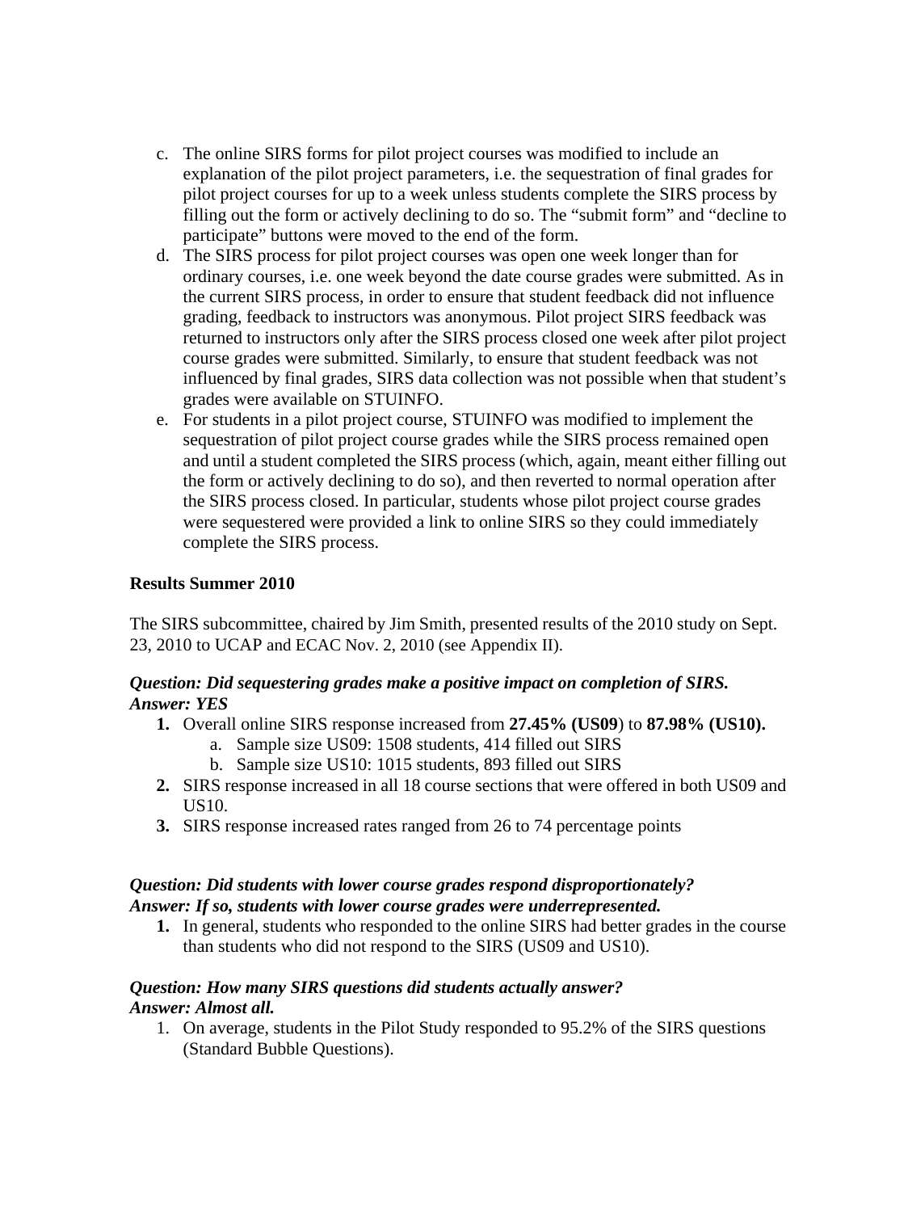c. The online SIRS forms for pilot project courses was modified to include an explanation of the pilot project parameters, i.e. the sequestration of final grades for pilot project courses for up to a week unless students complete the SIRS process by filling out the form or actively declining to do so. The "submit form" and "decline to participate" buttons were moved to the end of the form.
d. The SIRS process for pilot project courses was open one week longer than for ordinary courses, i.e. one week beyond the date course grades were submitted. As in the current SIRS process, in order to ensure that student feedback did not influence grading, feedback to instructors was anonymous. Pilot project SIRS feedback was returned to instructors only after the SIRS process closed one week after pilot project course grades were submitted. Similarly, to ensure that student feedback was not influenced by final grades, SIRS data collection was not possible when that student's grades were available on STUINFO.
e. For students in a pilot project course, STUINFO was modified to implement the sequestration of pilot project course grades while the SIRS process remained open and until a student completed the SIRS process (which, again, meant either filling out the form or actively declining to do so), and then reverted to normal operation after the SIRS process closed. In particular, students whose pilot project course grades were sequestered were provided a link to online SIRS so they could immediately complete the SIRS process.

**Results Summer 2010**

The SIRS subcommittee, chaired by Jim Smith, presented results of the 2010 study on Sept. 23, 2010 to UCAP and ECAC Nov. 2, 2010 (see Appendix II).

***Question: Did sequestering grades make a positive impact on completion of SIRS.***
***Answer: YES***

1. Overall online SIRS response increased from **27.45% (US09**) to **87.98% (US10).**
   a. Sample size US09: 1508 students, 414 filled out SIRS
   b. Sample size US10: 1015 students, 893 filled out SIRS
2. SIRS response increased in all 18 course sections that were offered in both US09 and US10.
3. SIRS response increased rates ranged from 26 to 74 percentage points

***Question: Did students with lower course grades respond disproportionately?***
***Answer: If so, students with lower course grades were underrepresented.***

1. In general, students who responded to the online SIRS had better grades in the course than students who did not respond to the SIRS (US09 and US10).

***Question: How many SIRS questions did students actually answer?***
***Answer: Almost all.***

1. On average, students in the Pilot Study responded to 95.2% of the SIRS questions (Standard Bubble Questions).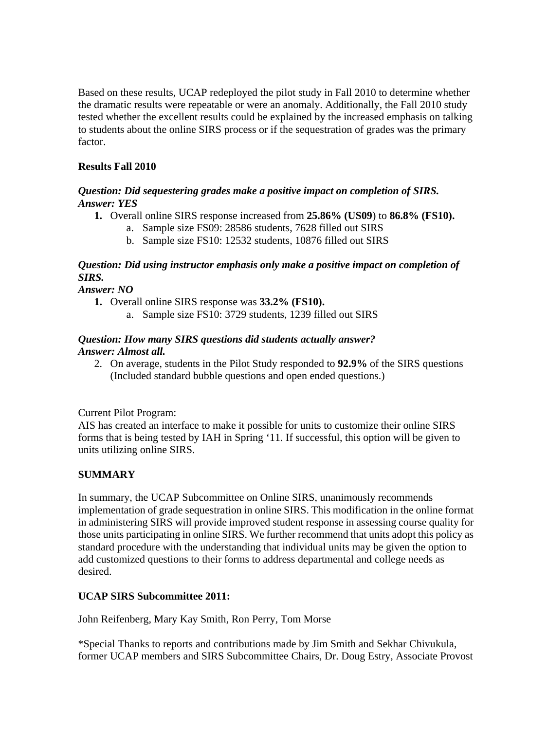Based on these results, UCAP redeployed the pilot study in Fall 2010 to determine whether the dramatic results were repeatable or were an anomaly. Additionally, the Fall 2010 study tested whether the excellent results could be explained by the increased emphasis on talking to students about the online SIRS process or if the sequestration of grades was the primary factor.

**Results Fall 2010**

***Question: Did sequestering grades make a positive impact on completion of SIRS.***
***Answer: YES***

1. Overall online SIRS response increased from **25.86% (US09**) to **86.8% (FS10).**
   a. Sample size FS09: 28586 students, 7628 filled out SIRS
   b. Sample size FS10: 12532 students, 10876 filled out SIRS

***Question: Did using instructor emphasis only make a positive impact on completion of SIRS.***
***Answer: NO***

1. Overall online SIRS response was **33.2% (FS10).**
   a. Sample size FS10: 3729 students, 1239 filled out SIRS

***Question: How many SIRS questions did students actually answer?***
***Answer: Almost all.***

2. On average, students in the Pilot Study responded to **92.9%** of the SIRS questions (Included standard bubble questions and open ended questions.)

Current Pilot Program:
AIS has created an interface to make it possible for units to customize their online SIRS forms that is being tested by IAH in Spring '11. If successful, this option will be given to units utilizing online SIRS.

**SUMMARY**

In summary, the UCAP Subcommittee on Online SIRS, unanimously recommends implementation of grade sequestration in online SIRS. This modification in the online format in administering SIRS will provide improved student response in assessing course quality for those units participating in online SIRS. We further recommend that units adopt this policy as standard procedure with the understanding that individual units may be given the option to add customized questions to their forms to address departmental and college needs as desired.

**UCAP SIRS Subcommittee 2011:**

John Reifenberg, Mary Kay Smith, Ron Perry, Tom Morse

*Special Thanks to reports and contributions made by Jim Smith and Sekhar Chivukula, former UCAP members and SIRS Subcommittee Chairs, Dr. Doug Estry, Associate Provost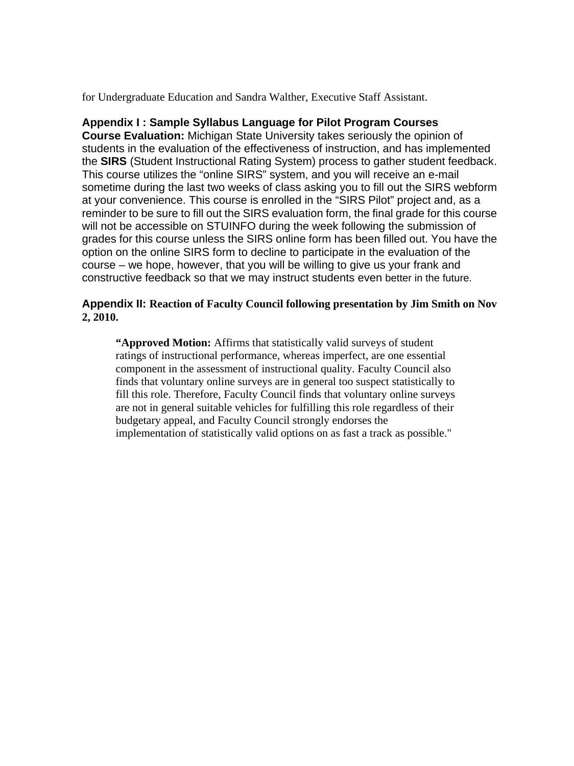for Undergraduate Education and Sandra Walther, Executive Staff Assistant.

## Appendix I : Sample Syllabus Language for Pilot Program Courses

**Course Evaluation:** Michigan State University takes seriously the opinion of students in the evaluation of the effectiveness of instruction, and has implemented the **SIRS** (Student Instructional Rating System) process to gather student feedback. This course utilizes the "online SIRS" system, and you will receive an e-mail sometime during the last two weeks of class asking you to fill out the SIRS webform at your convenience. This course is enrolled in the "SIRS Pilot" project and, as a reminder to be sure to fill out the SIRS evaluation form, the final grade for this course will not be accessible on STUINFO during the week following the submission of grades for this course unless the SIRS online form has been filled out. You have the option on the online SIRS form to decline to participate in the evaluation of the course – we hope, however, that you will be willing to give us your frank and constructive feedback so that we may instruct students even better in the future.

## Appendix II: Reaction of Faculty Council following presentation by Jim Smith on Nov 2, 2010.

> "**Approved Motion:** Affirms that statistically valid surveys of student ratings of instructional performance, whereas imperfect, are one essential component in the assessment of instructional quality. Faculty Council also finds that voluntary online surveys are in general too suspect statistically to fill this role. Therefore, Faculty Council finds that voluntary online surveys are not in general suitable vehicles for fulfilling this role regardless of their budgetary appeal, and Faculty Council strongly endorses the implementation of statistically valid options on as fast a track as possible."